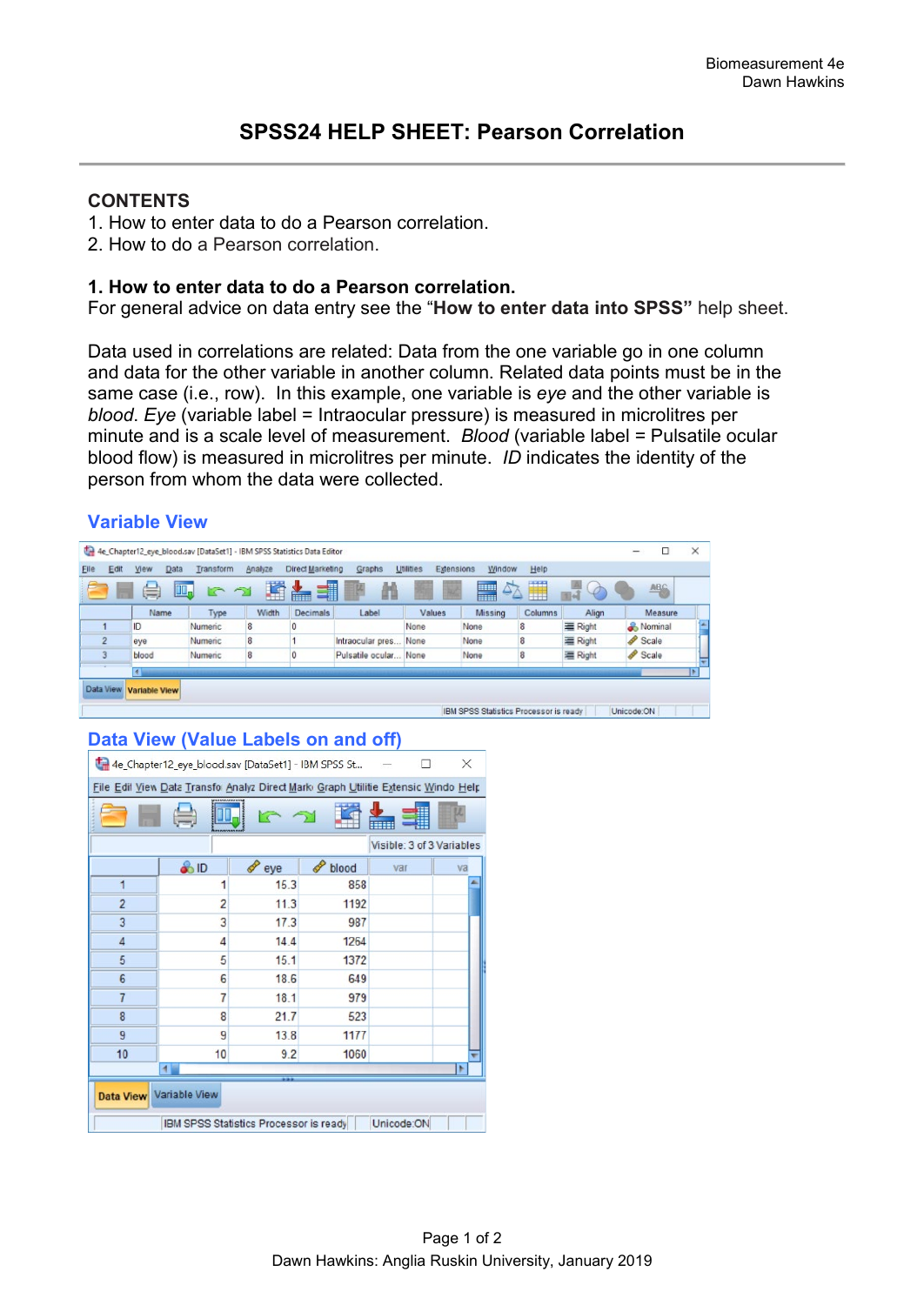# SPSS24 HELP SHEET: Pearson Correlation

## CONTENTS

1. How to enter data to do a Pearson correlation.
2. How to do a Pearson correlation.

## 1. How to enter data to do a Pearson correlation.

For general advice on data entry see the "**How to enter data into SPSS"** help sheet.

Data used in correlations are related: Data from the one variable go in one column and data for the other variable in another column. Related data points must be in the same case (i.e., row). In this example, one variable is *eye* and the other variable is *blood*. *Eye* (variable label = Intraocular pressure) is measured in microlitres per minute and is a scale level of measurement. *Blood* (variable label = Pulsatile ocular blood flow) is measured in microlitres per minute. *ID* indicates the identity of the person from whom the data were collected.

### Variable View

4e_Chapter12_eye_blood.sav [DataSet1] - IBM SPSS Statistics Data Editor

| | Name | Type | Width | Decimals | Label | Values | Missing | Columns | Align | Measure |
|---|---|---|---|---|---|---|---|---|---|---|
| 1 | ID | Numeric | 8 | 0 | | None | None | 8 | Right | Nominal |
| 2 | eye | Numeric | 8 | 1 | Intraocular pres... | None | None | 8 | Right | Scale |
| 3 | blood | Numeric | 8 | 0 | Pulsatile ocular... | None | None | 8 | Right | Scale |

### Data View (Value Labels on and off)

4e_Chapter12_eye_blood.sav [DataSet1] - IBM SPSS St...

Visible: 3 of 3 Variables

| | ID | eye | blood |
|---|---|---|---|
| 1 | 1 | 15.3 | 858 |
| 2 | 2 | 11.3 | 1192 |
| 3 | 3 | 17.3 | 987 |
| 4 | 4 | 14.4 | 1264 |
| 5 | 5 | 15.1 | 1372 |
| 6 | 6 | 18.6 | 649 |
| 7 | 7 | 18.1 | 979 |
| 8 | 8 | 21.7 | 523 |
| 9 | 9 | 13.8 | 1177 |
| 10 | 10 | 9.2 | 1060 |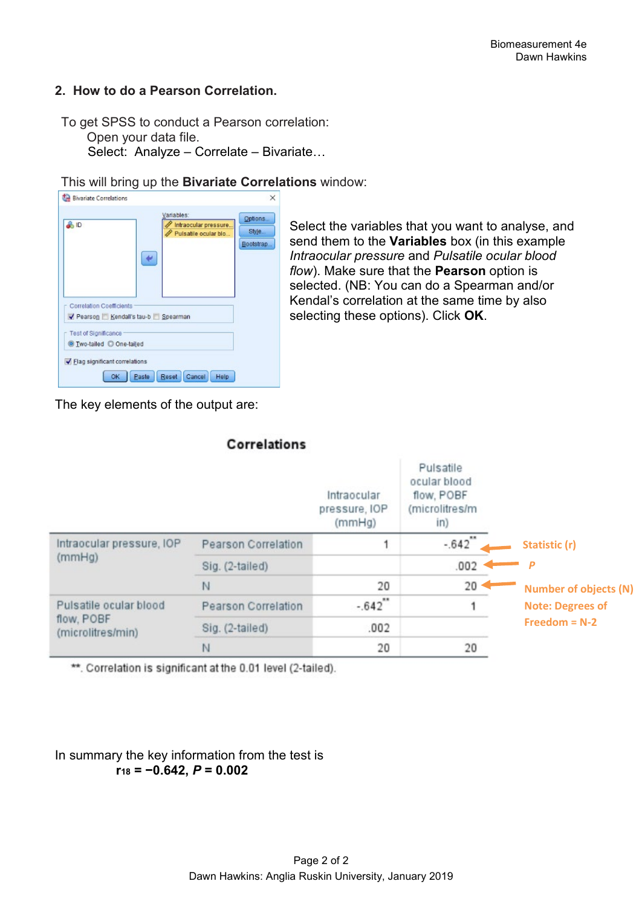## 2. How to do a Pearson Correlation.

To get SPSS to conduct a Pearson correlation:

Open your data file.

Select: Analyze – Correlate – Bivariate…

This will bring up the **Bivariate Correlations** window:

Select the variables that you want to analyse, and send them to the **Variables** box (in this example *Intraocular pressure* and *Pulsatile ocular blood flow*). Make sure that the **Pearson** option is selected. (NB: You can do a Spearman and/or Kendal's correlation at the same time by also selecting these options). Click **OK**.

The key elements of the output are:

**Correlations**

| | | Intraocular pressure, IOP (mmHg) | Pulsatile ocular blood flow, POBF (microlitres/min) | |
|---|---|---|---|---|
| Intraocular pressure, IOP (mmHg) | Pearson Correlation | 1 | -.642** | ← Statistic (r) |
| | Sig. (2-tailed) | | .002 | ← *P* |
| | N | 20 | 20 | ← Number of objects (N) Note: Degrees of Freedom = N-2 |
| Pulsatile ocular blood flow, POBF (microlitres/min) | Pearson Correlation | -.642** | 1 | |
| | Sig. (2-tailed) | .002 | | |
| | N | 20 | 20 | |

**. Correlation is significant at the 0.01 level (2-tailed).

In summary the key information from the test is

$$r_{18} = -0.642, P = 0.002$$